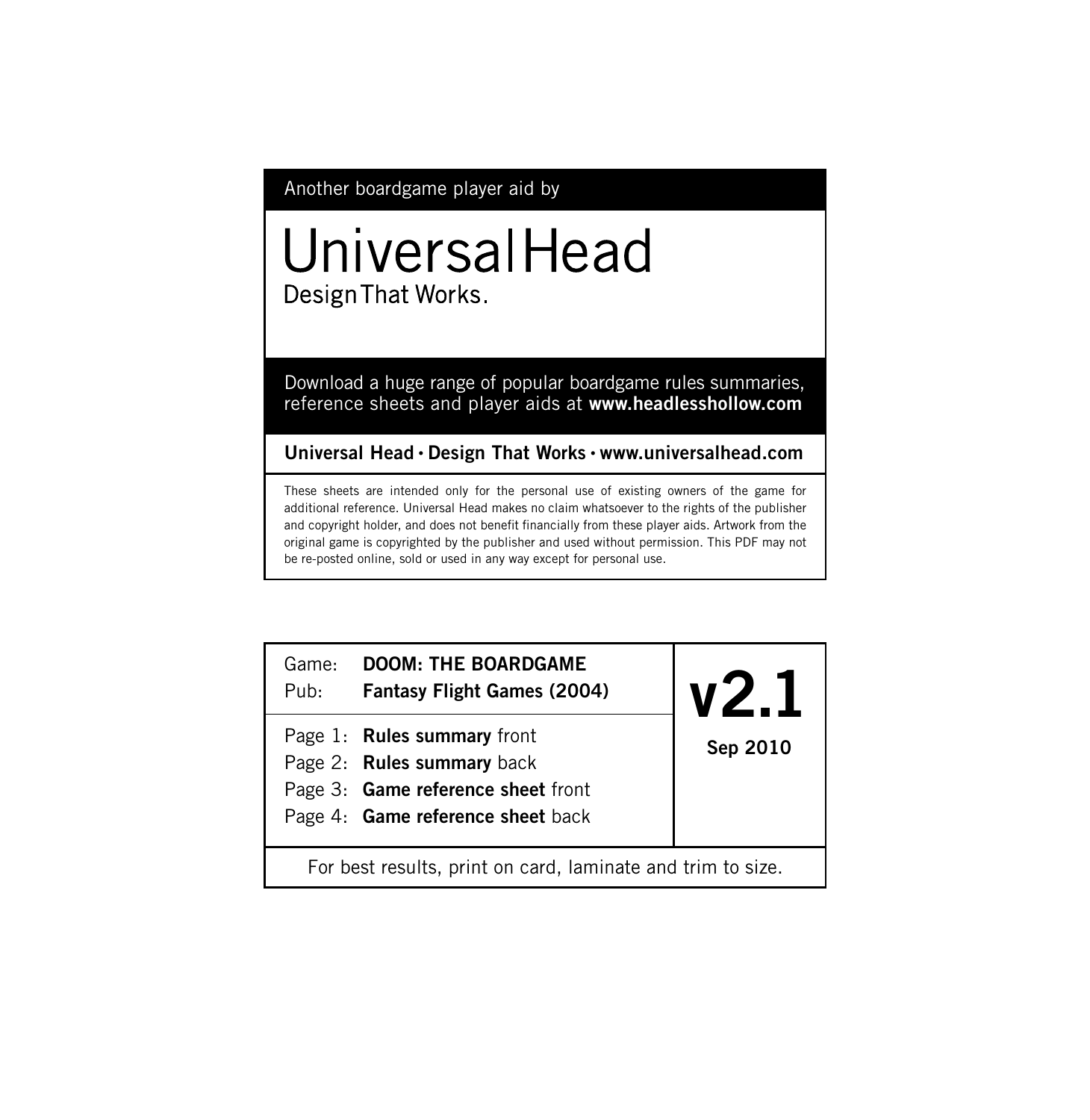Another boardgame player aid by

# UniversalHead

Design That Works.

Download a huge range of popular boardgame rules summaries, reference sheets and player aids at **www.headlesshollow.com**

**Universal Head • Design That Works • www.universalhead.com**

These sheets are intended only for the personal use of existing owners of the game for additional reference. Universal Head makes no claim whatsoever to the rights of the publisher and copyright holder, and does not benefit financially from these player aids. Artwork from the original game is copyrighted by the publisher and used without permission. This PDF may not be re-posted online, sold or used in any way except for personal use.

Game: **DOOM: THE BOARDGAME**
Pub: **Fantasy Flight Games (2004)**

**v2.1**
**Sep 2010**

Page 1: **Rules summary** front
Page 2: **Rules summary** back
Page 3: **Game reference sheet** front
Page 4: **Game reference sheet** back

For best results, print on card, laminate and trim to size.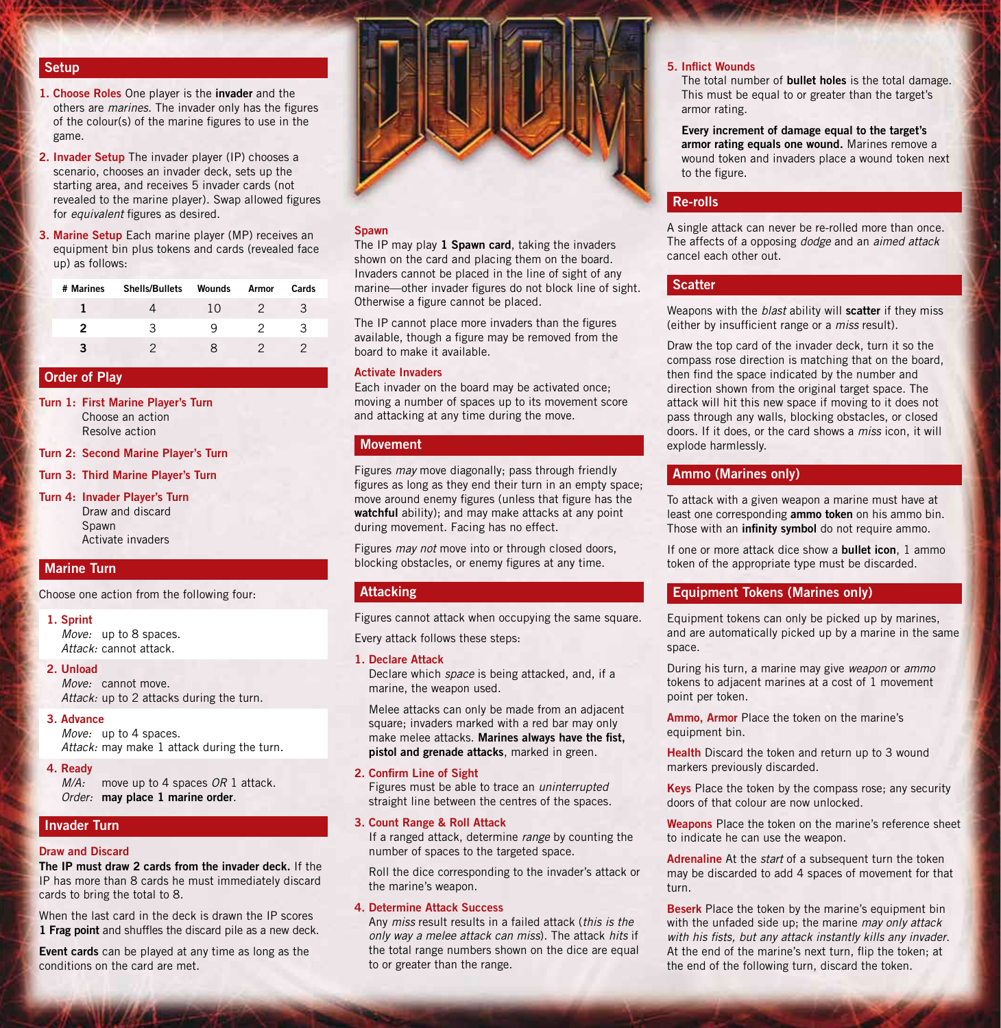## Setup

1. **Choose Roles** One player is the **invader** and the others are *marines*. The invader only has the figures of the colour(s) of the marine figures to use in the game.
2. **Invader Setup** The invader player (IP) chooses a scenario, chooses an invader deck, sets up the starting area, and receives 5 invader cards (not revealed to the marine player). Swap allowed figures for *equivalent* figures as desired.
3. **Marine Setup** Each marine player (MP) receives an equipment bin plus tokens and cards (revealed face up) as follows:

| # Marines | Shells/Bullets | Wounds | Armor | Cards |
|---|---|---|---|---|
| **1** | 4 | 10 | 2 | 3 |
| **2** | 3 | 9 | 2 | 3 |
| **3** | 2 | 8 | 2 | 2 |

## Order of Play

**Turn 1: First Marine Player's Turn**
Choose an action
Resolve action

**Turn 2: Second Marine Player's Turn**

**Turn 3: Third Marine Player's Turn**

**Turn 4: Invader Player's Turn**
Draw and discard
Spawn
Activate invaders

## Marine Turn

Choose one action from the following four:

1. **Sprint**
   *Move:* up to 8 spaces.
   *Attack:* cannot attack.
2. **Unload**
   *Move:* cannot move.
   *Attack:* up to 2 attacks during the turn.
3. **Advance**
   *Move:* up to 4 spaces.
   *Attack:* may make 1 attack during the turn.
4. **Ready**
   *M/A:* move up to 4 spaces *OR* 1 attack.
   *Order:* **may place 1 marine order**.

## Invader Turn

### Draw and Discard

**The IP must draw 2 cards from the invader deck.** If the IP has more than 8 cards he must immediately discard cards to bring the total to 8.

When the last card in the deck is drawn the IP scores **1 Frag point** and shuffles the discard pile as a new deck.

**Event cards** can be played at any time as long as the conditions on the card are met.

### Spawn

The IP may play **1 Spawn card**, taking the invaders shown on the card and placing them on the board. Invaders cannot be placed in the line of sight of any marine—other invader figures do not block line of sight. Otherwise a figure cannot be placed.

The IP cannot place more invaders than the figures available, though a figure may be removed from the board to make it available.

### Activate Invaders

Each invader on the board may be activated once; moving a number of spaces up to its movement score and attacking at any time during the move.

## Movement

Figures *may* move diagonally; pass through friendly figures as long as they end their turn in an empty space; move around enemy figures (unless that figure has the **watchful** ability); and may make attacks at any point during movement. Facing has no effect.

Figures *may not* move into or through closed doors, blocking obstacles, or enemy figures at any time.

## Attacking

Figures cannot attack when occupying the same square.

Every attack follows these steps:

1. **Declare Attack**
   Declare which *space* is being attacked, and, if a marine, the weapon used.

   Melee attacks can only be made from an adjacent square; invaders marked with a red bar may only make melee attacks. **Marines always have the fist, pistol and grenade attacks**, marked in green.
2. **Confirm Line of Sight**
   Figures must be able to trace an *uninterrupted* straight line between the centres of the spaces.
3. **Count Range & Roll Attack**
   If a ranged attack, determine *range* by counting the number of spaces to the targeted space.

   Roll the dice corresponding to the invader's attack or the marine's weapon.
4. **Determine Attack Success**
   Any *miss* result results in a failed attack (*this is the only way a melee attack can miss*). The attack *hits* if the total range numbers shown on the dice are equal to or greater than the range.
5. **Inflict Wounds**
   The total number of **bullet holes** is the total damage. This must be equal to or greater than the target's armor rating.

   **Every increment of damage equal to the target's armor rating equals one wound.** Marines remove a wound token and invaders place a wound token next to the figure.

## Re-rolls

A single attack can never be re-rolled more than once. The affects of a opposing *dodge* and an *aimed attack* cancel each other out.

## Scatter

Weapons with the *blast* ability will **scatter** if they miss (either by insufficient range or a *miss* result).

Draw the top card of the invader deck, turn it so the compass rose direction is matching that on the board, then find the space indicated by the number and direction shown from the original target space. The attack will hit this new space if moving to it does not pass through any walls, blocking obstacles, or closed doors. If it does, or the card shows a *miss* icon, it will explode harmlessly.

## Ammo (Marines only)

To attack with a given weapon a marine must have at least one corresponding **ammo token** on his ammo bin. Those with an **infinity symbol** do not require ammo.

If one or more attack dice show a **bullet icon**, 1 ammo token of the appropriate type must be discarded.

## Equipment Tokens (Marines only)

Equipment tokens can only be picked up by marines, and are automatically picked up by a marine in the same space.

During his turn, a marine may give *weapon* or *ammo* tokens to adjacent marines at a cost of 1 movement point per token.

**Ammo, Armor** Place the token on the marine's equipment bin.

**Health** Discard the token and return up to 3 wound markers previously discarded.

**Keys** Place the token by the compass rose; any security doors of that colour are now unlocked.

**Weapons** Place the token on the marine's reference sheet to indicate he can use the weapon.

**Adrenaline** At the *start* of a subsequent turn the token may be discarded to add 4 spaces of movement for that turn.

**Beserk** Place the token by the marine's equipment bin with the unfaded side up; the marine *may only attack with his fists, but any attack instantly kills any invader*. At the end of the marine's next turn, flip the token; at the end of the following turn, discard the token.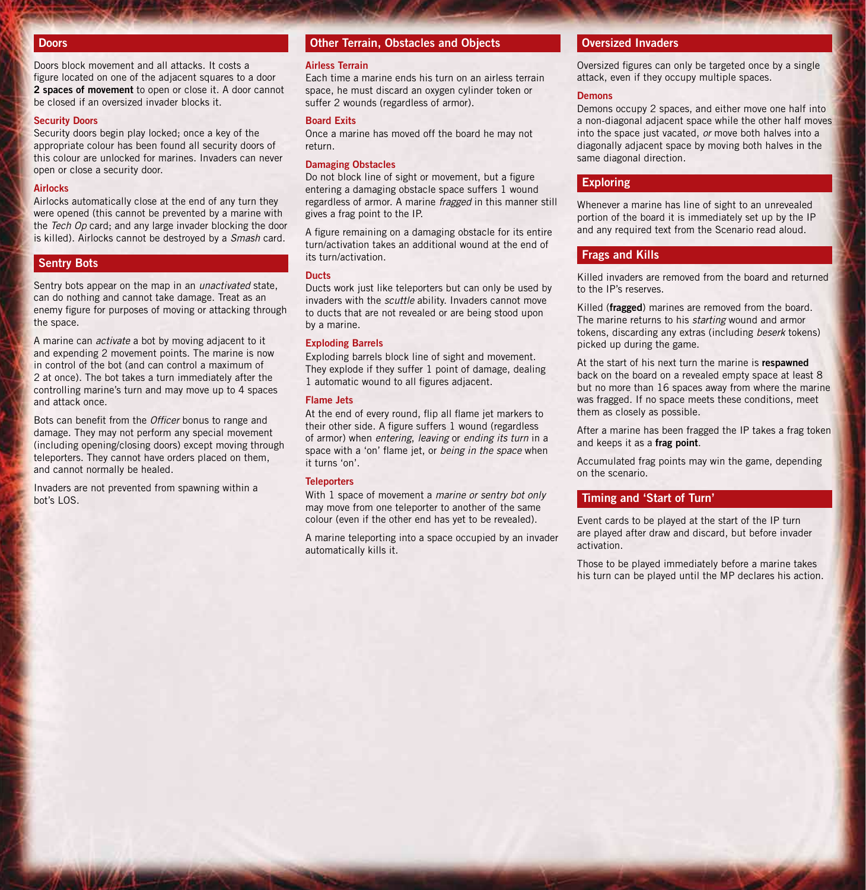## Doors

Doors block movement and all attacks. It costs a figure located on one of the adjacent squares to a door **2 spaces of movement** to open or close it. A door cannot be closed if an oversized invader blocks it.

### Security Doors

Security doors begin play locked; once a key of the appropriate colour has been found all security doors of this colour are unlocked for marines. Invaders can never open or close a security door.

### Airlocks

Airlocks automatically close at the end of any turn they were opened (this cannot be prevented by a marine with the *Tech Op* card; and any large invader blocking the door is killed). Airlocks cannot be destroyed by a *Smash* card.

## Sentry Bots

Sentry bots appear on the map in an *unactivated* state, can do nothing and cannot take damage. Treat as an enemy figure for purposes of moving or attacking through the space.

A marine can *activate* a bot by moving adjacent to it and expending 2 movement points. The marine is now in control of the bot (and can control a maximum of 2 at once). The bot takes a turn immediately after the controlling marine's turn and may move up to 4 spaces and attack once.

Bots can benefit from the *Officer* bonus to range and damage. They may not perform any special movement (including opening/closing doors) except moving through teleporters. They cannot have orders placed on them, and cannot normally be healed.

Invaders are not prevented from spawning within a bot's LOS.

## Other Terrain, Obstacles and Objects

### Airless Terrain

Each time a marine ends his turn on an airless terrain space, he must discard an oxygen cylinder token or suffer 2 wounds (regardless of armor).

### Board Exits

Once a marine has moved off the board he may not return.

### Damaging Obstacles

Do not block line of sight or movement, but a figure entering a damaging obstacle space suffers 1 wound regardless of armor. A marine *fragged* in this manner still gives a frag point to the IP.

A figure remaining on a damaging obstacle for its entire turn/activation takes an additional wound at the end of its turn/activation.

### Ducts

Ducts work just like teleporters but can only be used by invaders with the *scuttle* ability. Invaders cannot move to ducts that are not revealed or are being stood upon by a marine.

### Exploding Barrels

Exploding barrels block line of sight and movement. They explode if they suffer 1 point of damage, dealing 1 automatic wound to all figures adjacent.

### Flame Jets

At the end of every round, flip all flame jet markers to their other side. A figure suffers 1 wound (regardless of armor) when *entering*, *leaving* or *ending its turn* in a space with a 'on' flame jet, or *being in the space* when it turns 'on'.

### Teleporters

With 1 space of movement a *marine or sentry bot only* may move from one teleporter to another of the same colour (even if the other end has yet to be revealed).

A marine teleporting into a space occupied by an invader automatically kills it.

## Oversized Invaders

Oversized figures can only be targeted once by a single attack, even if they occupy multiple spaces.

### Demons

Demons occupy 2 spaces, and either move one half into a non-diagonal adjacent space while the other half moves into the space just vacated, *or* move both halves into a diagonally adjacent space by moving both halves in the same diagonal direction.

## Exploring

Whenever a marine has line of sight to an unrevealed portion of the board it is immediately set up by the IP and any required text from the Scenario read aloud.

## Frags and Kills

Killed invaders are removed from the board and returned to the IP's reserves.

Killed (**fragged**) marines are removed from the board. The marine returns to his *starting* wound and armor tokens, discarding any extras (including *beserk* tokens) picked up during the game.

At the start of his next turn the marine is **respawned** back on the board on a revealed empty space at least 8 but no more than 16 spaces away from where the marine was fragged. If no space meets these conditions, meet them as closely as possible.

After a marine has been fragged the IP takes a frag token and keeps it as a **frag point**.

Accumulated frag points may win the game, depending on the scenario.

## Timing and 'Start of Turn'

Event cards to be played at the start of the IP turn are played after draw and discard, but before invader activation.

Those to be played immediately before a marine takes his turn can be played until the MP declares his action.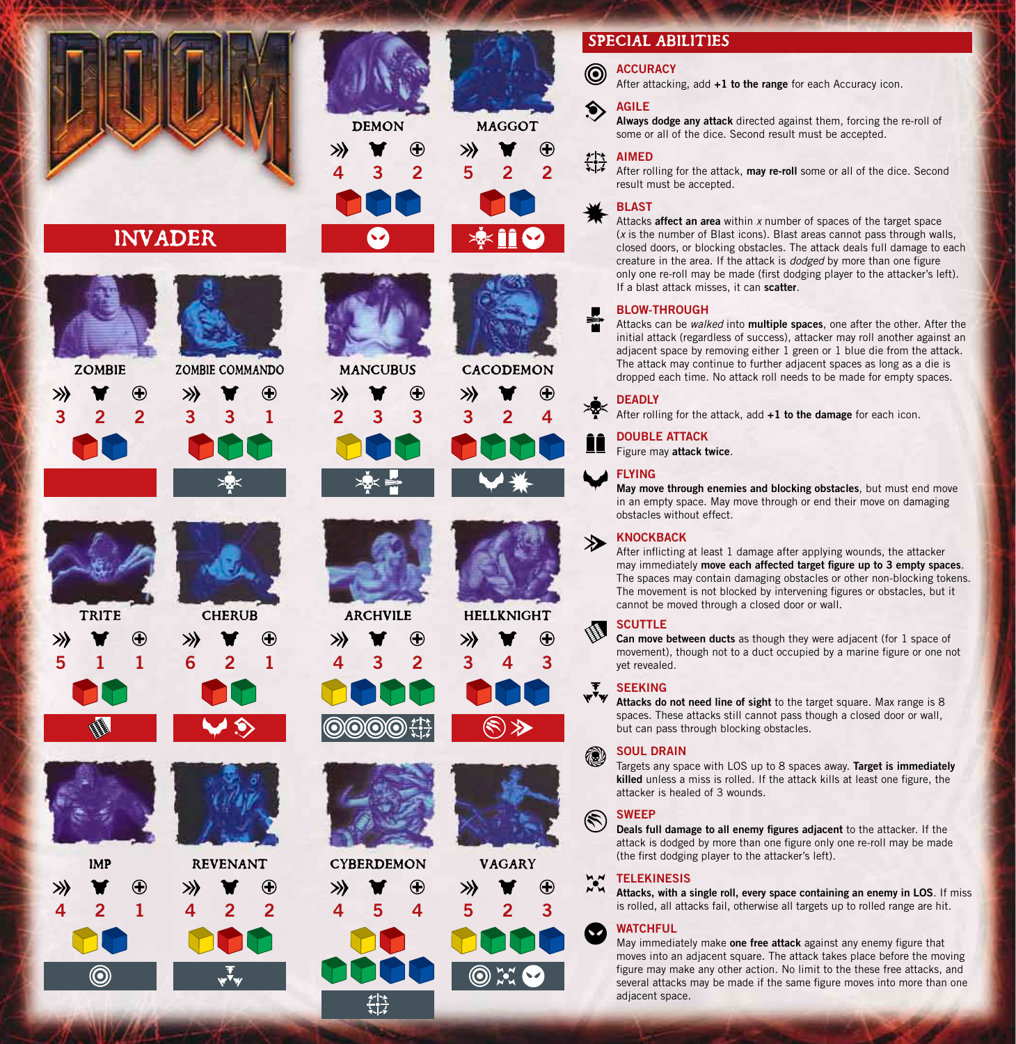# DOOM

## INVADER

| Monster | Move | Health | Armor | Attack Dice | Special Abilities |
|---|---|---|---|---|---|
| ZOMBIE | 3 | 2 | 2 | red, blue | |
| ZOMBIE COMMANDO | 3 | 3 | 1 | red, green, green | Deadly |
| TRITE | 5 | 1 | 1 | red, green | Scuttle |
| CHERUB | 6 | 2 | 1 | red, green | Flying, Agile |
| IMP | 4 | 2 | 1 | yellow, blue | Accuracy |
| REVENANT | 4 | 2 | 2 | yellow, red, green | Seeking |
| DEMON | 4 | 3 | 2 | red, blue, blue | Watchful |
| MAGGOT | 5 | 2 | 2 | red, blue | Deadly, Double Attack, Watchful |
| MANCUBUS | 2 | 3 | 3 | yellow, blue, green | Deadly, Blow-Through |
| CACODEMON | 3 | 2 | 4 | red, green, green, blue | Flying, Blast |
| ARCHVILE | 4 | 3 | 2 | yellow, blue, green, green | Accuracy ×4, Aimed |
| HELLKNIGHT | 3 | 4 | 3 | red, blue, blue | Sweep, Knockback |
| CYBERDEMON | 4 | 5 | 4 | yellow, red, green, green, blue, blue | Aimed |
| VAGARY | 5 | 2 | 3 | yellow, green, green, blue | Accuracy, Telekinesis, Watchful |

## SPECIAL ABILITIES

**ACCURACY**
After attacking, add **+1 to the range** for each Accuracy icon.

**AGILE**
**Always dodge any attack** directed against them, forcing the re-roll of some or all of the dice. Second result must be accepted.

**AIMED**
After rolling for the attack, **may re-roll** some or all of the dice. Second result must be accepted.

**BLAST**
Attacks **affect an area** within *x* number of spaces of the target space (*x* is the number of Blast icons). Blast areas cannot pass through walls, closed doors, or blocking obstacles. The attack deals full damage to each creature in the area. If the attack is *dodged* by more than one figure only one re-roll may be made (first dodging player to the attacker's left). If a blast attack misses, it can **scatter**.

**BLOW-THROUGH**
Attacks can be *walked* into **multiple spaces**, one after the other. After the initial attack (regardless of success), attacker may roll another against an adjacent space by removing either 1 green or 1 blue die from the attack. The attack may continue to further adjacent spaces as long as a die is dropped each time. No attack roll needs to be made for empty spaces.

**DEADLY**
After rolling for the attack, add **+1 to the damage** for each icon.

**DOUBLE ATTACK**
Figure may **attack twice**.

**FLYING**
**May move through enemies and blocking obstacles**, but must end move in an empty space. May move through or end their move on damaging obstacles without effect.

**KNOCKBACK**
After inflicting at least 1 damage after applying wounds, the attacker may immediately **move each affected target figure up to 3 empty spaces**. The spaces may contain damaging obstacles or other non-blocking tokens. The movement is not blocked by intervening figures or obstacles, but it cannot be moved through a closed door or wall.

**SCUTTLE**
**Can move between ducts** as though they were adjacent (for 1 space of movement), though not to a duct occupied by a marine figure or one not yet revealed.

**SEEKING**
**Attacks do not need line of sight** to the target square. Max range is 8 spaces. These attacks still cannot pass though a closed door or wall, but can pass through blocking obstacles.

**SOUL DRAIN**
Targets any space with LOS up to 8 spaces away. **Target is immediately killed** unless a miss is rolled. If the attack kills at least one figure, the attacker is healed of 3 wounds.

**SWEEP**
**Deals full damage to all enemy figures adjacent** to the attacker. If the attack is dodged by more than one figure only one re-roll may be made (the first dodging player to the attacker's left).

**TELEKINESIS**
**Attacks, with a single roll, every space containing an enemy in LOS.** If miss is rolled, all attacks fail, otherwise all targets up to rolled range are hit.

**WATCHFUL**
May immediately make **one free attack** against any enemy figure that moves into an adjacent square. The attack takes place before the moving figure may make any other action. No limit to the these free attacks, and several attacks may be made if the same figure moves into more than one adjacent space.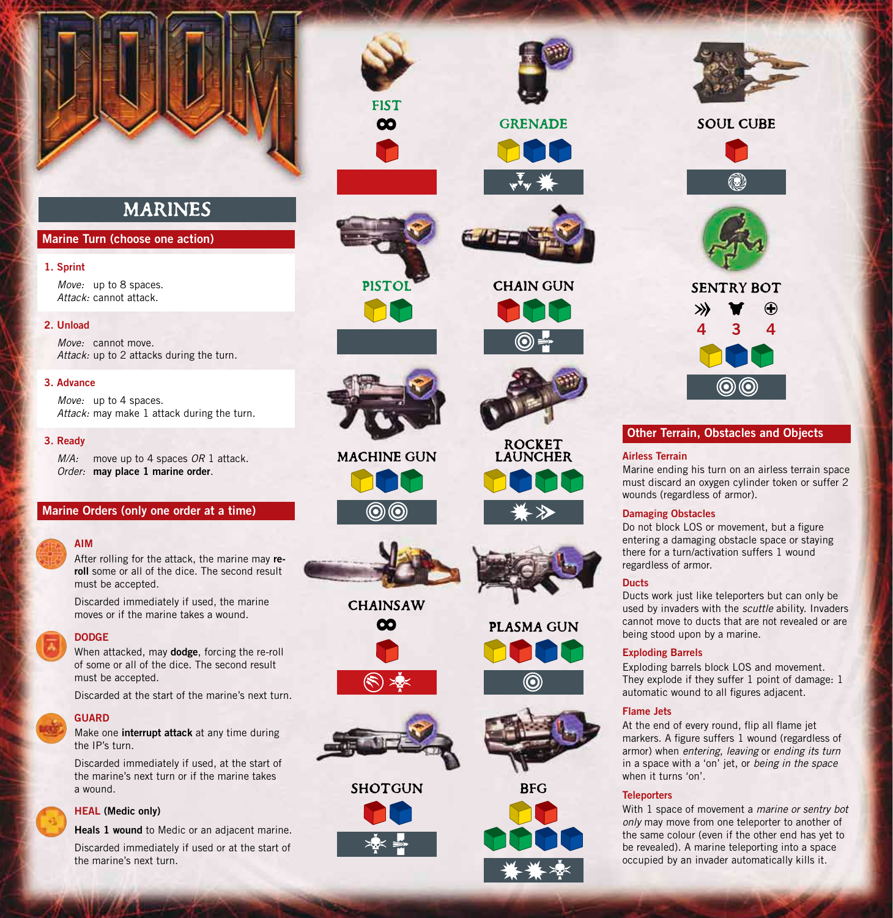# DOOM

## MARINES

### Marine Turn (choose one action)

**1. Sprint**

*Move:* up to 8 spaces.
*Attack:* cannot attack.

**2. Unload**

*Move:* cannot move.
*Attack:* up to 2 attacks during the turn.

**3. Advance**

*Move:* up to 4 spaces.
*Attack:* may make 1 attack during the turn.

**3. Ready**

*M/A:* move up to 4 spaces *OR* 1 attack.
*Order:* **may place 1 marine order**.

### Marine Orders (only one order at a time)

**AIM**

After rolling for the attack, the marine may **re-roll** some or all of the dice. The second result must be accepted.

Discarded immediately if used, the marine moves or if the marine takes a wound.

**DODGE**

When attacked, may **dodge**, forcing the re-roll of some or all of the dice. The second result must be accepted.

Discarded at the start of the marine's next turn.

**GUARD**

Make one **interrupt attack** at any time during the IP's turn.

Discarded immediately if used, at the start of the marine's next turn or if the marine takes a wound.

**HEAL (Medic only)**

**Heals 1 wound** to Medic or an adjacent marine.

Discarded immediately if used or at the start of the marine's next turn.

FIST
∞

GRENADE

SOUL CUBE

PISTOL

CHAIN GUN

SENTRY BOT
4 3 4

MACHINE GUN

ROCKET LAUNCHER

CHAINSAW
∞

PLASMA GUN

SHOTGUN

BFG

### Other Terrain, Obstacles and Objects

**Airless Terrain**

Marine ending his turn on an airless terrain space must discard an oxygen cylinder token or suffer 2 wounds (regardless of armor).

**Damaging Obstacles**

Do not block LOS or movement, but a figure entering a damaging obstacle space or staying there for a turn/activation suffers 1 wound regardless of armor.

**Ducts**

Ducts work just like teleporters but can only be used by invaders with the *scuttle* ability. Invaders cannot move to ducts that are not revealed or are being stood upon by a marine.

**Exploding Barrels**

Exploding barrels block LOS and movement. They explode if they suffer 1 point of damage: 1 automatic wound to all figures adjacent.

**Flame Jets**

At the end of every round, flip all flame jet markers. A figure suffers 1 wound (regardless of armor) when *entering*, *leaving* or *ending its turn* in a space with a 'on' jet, or *being in the space* when it turns 'on'.

**Teleporters**

With 1 space of movement a *marine or sentry bot only* may move from one teleporter to another of the same colour (even if the other end has yet to be revealed). A marine teleporting into a space occupied by an invader automatically kills it.